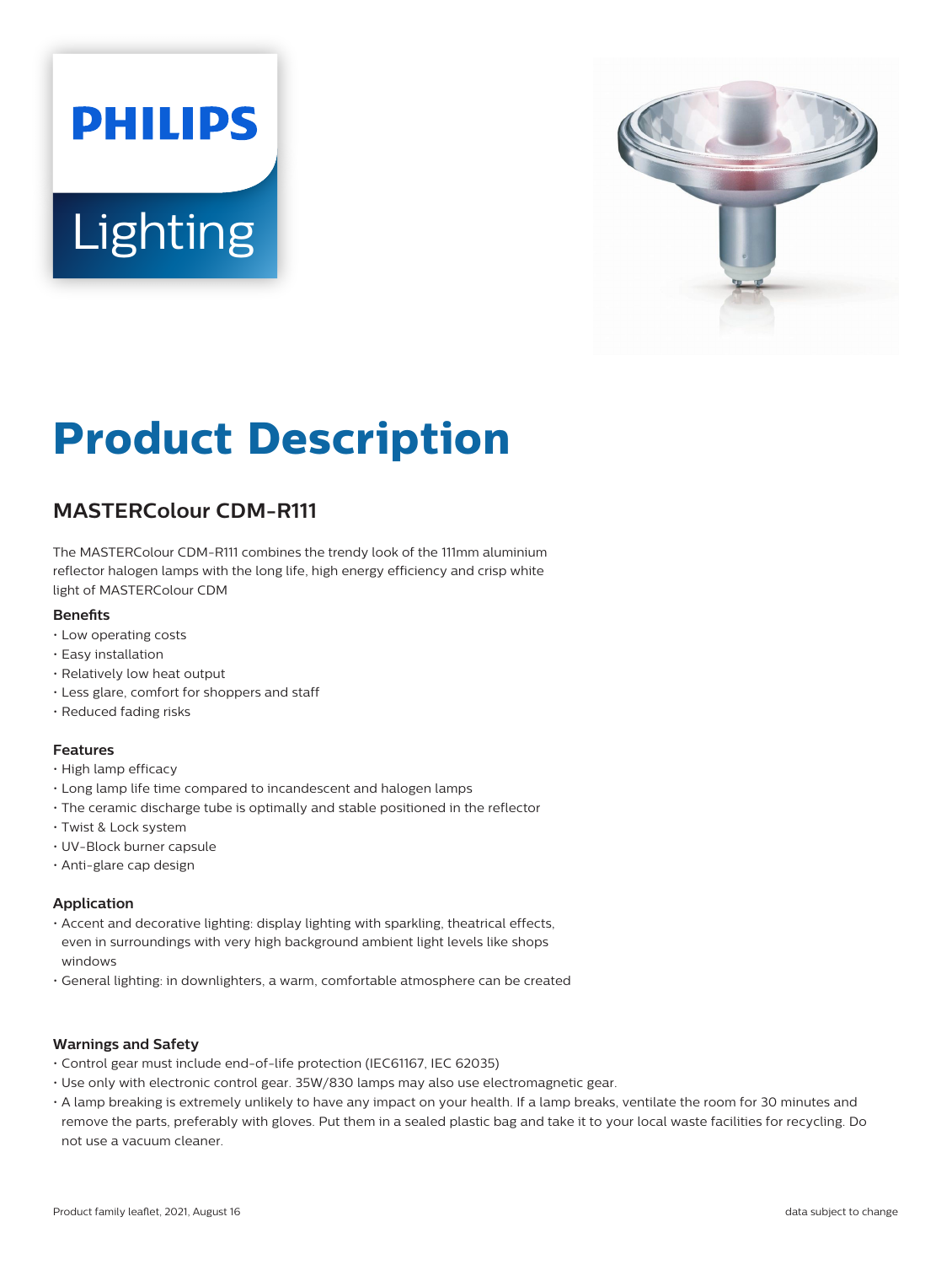# Product Description

## MASTERColour CDM-R111

The MASTERColour CDM-R111 combines the trendy look of the 111mm aluminium reflector halogen lamps with the long life, high energy efficiency and crisp white light of MASTERColour CDM

### Benefits

- Low operating costs
- Easy installation
- Relatively low heat output
- Less glare, comfort for shoppers and staff
- Reduced fading risks

### Features

- High lamp efficacy
- Long lamp life time compared to incandescent and halogen lamps
- The ceramic discharge tube is optimally and stable positioned in the reflector
- Twist & Lock system
- UV-Block burner capsule
- Anti-glare cap design

### Application

- Accent and decorative lighting: display lighting with sparkling, theatrical effects, even in surroundings with very high background ambient light levels like shops windows
- General lighting: in downlighters, a warm, comfortable atmosphere can be created

### Warnings and Safety

- Control gear must include end-of-life protection (IEC61167, IEC 62035)
- Use only with electronic control gear. 35W/830 lamps may also use electromagnetic gear.
- A lamp breaking is extremely unlikely to have any impact on your health. If a lamp breaks, ventilate the room for 30 minutes and remove the parts, preferably with gloves. Put them in a sealed plastic bag and take it to your local waste facilities for recycling. Do not use a vacuum cleaner.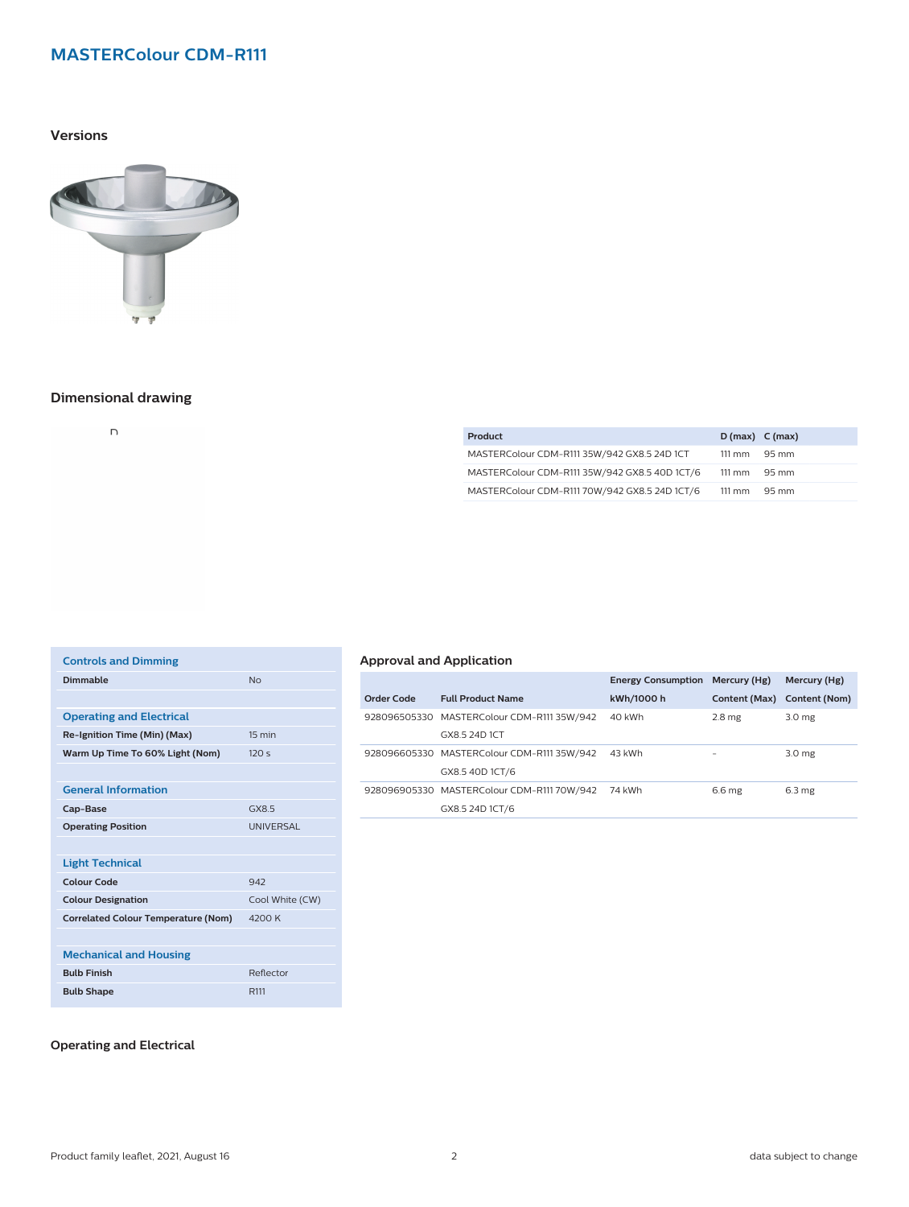# MASTERColour CDM-R111

## Versions

## Dimensional drawing

| Product | D (max) | C (max) |
|---|---|---|
| MASTERColour CDM-R111 35W/942 GX8.5 24D 1CT | 111 mm | 95 mm |
| MASTERColour CDM-R111 35W/942 GX8.5 40D 1CT/6 | 111 mm | 95 mm |
| MASTERColour CDM-R111 70W/942 GX8.5 24D 1CT/6 | 111 mm | 95 mm |

| Controls and Dimming | |
|---|---|
| **Dimmable** | No |
| **Operating and Electrical** | |
| **Re-Ignition Time (Min) (Max)** | 15 min |
| **Warm Up Time To 60% Light (Nom)** | 120 s |
| **General Information** | |
| **Cap-Base** | GX8.5 |
| **Operating Position** | UNIVERSAL |
| **Light Technical** | |
| **Colour Code** | 942 |
| **Colour Designation** | Cool White (CW) |
| **Correlated Colour Temperature (Nom)** | 4200 K |
| **Mechanical and Housing** | |
| **Bulb Finish** | Reflector |
| **Bulb Shape** | R111 |

## Approval and Application

| Order Code | Full Product Name | Energy Consumption kWh/1000 h | Mercury (Hg) Content (Max) | Mercury (Hg) Content (Nom) |
|---|---|---|---|---|
| 928096505330 | MASTERColour CDM-R111 35W/942 GX8.5 24D 1CT | 40 kWh | 2.8 mg | 3.0 mg |
| 928096605330 | MASTERColour CDM-R111 35W/942 GX8.5 40D 1CT/6 | 43 kWh | - | 3.0 mg |
| 928096905330 | MASTERColour CDM-R111 70W/942 GX8.5 24D 1CT/6 | 74 kWh | 6.6 mg | 6.3 mg |

## Operating and Electrical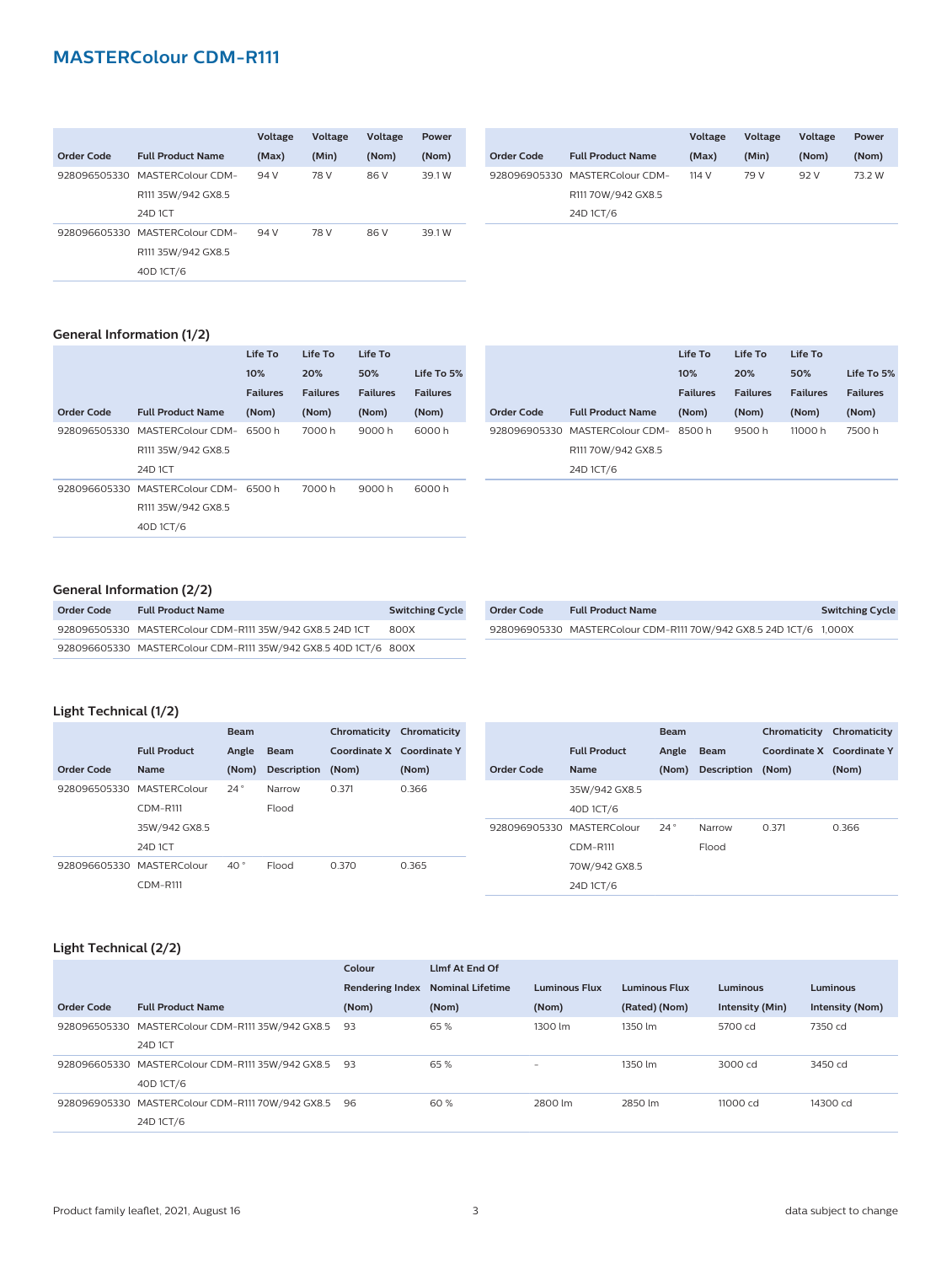## MASTERColour CDM-R111

| Order Code | Full Product Name | Voltage (Max) | Voltage (Min) | Voltage (Nom) | Power (Nom) |
|---|---|---|---|---|---|
| 928096505330 | MASTERColour CDM-R111 35W/942 GX8.5 24D 1CT | 94 V | 78 V | 86 V | 39.1 W |
| 928096605330 | MASTERColour CDM-R111 35W/942 GX8.5 40D 1CT/6 | 94 V | 78 V | 86 V | 39.1 W |
| 928096905330 | MASTERColour CDM-R111 70W/942 GX8.5 24D 1CT/6 | 114 V | 79 V | 92 V | 73.2 W |

### General Information (1/2)

| Order Code | Full Product Name | Life To 10% Failures (Nom) | Life To 20% Failures (Nom) | Life To 50% Failures (Nom) | Life To 5% Failures (Nom) |
|---|---|---|---|---|---|
| 928096505330 | MASTERColour CDM-R111 35W/942 GX8.5 24D 1CT | 6500 h | 7000 h | 9000 h | 6000 h |
| 928096605330 | MASTERColour CDM-R111 35W/942 GX8.5 40D 1CT/6 | 6500 h | 7000 h | 9000 h | 6000 h |
| 928096905330 | MASTERColour CDM-R111 70W/942 GX8.5 24D 1CT/6 | 8500 h | 9500 h | 11000 h | 7500 h |

### General Information (2/2)

| Order Code | Full Product Name | Switching Cycle |
|---|---|---|
| 928096505330 | MASTERColour CDM-R111 35W/942 GX8.5 24D 1CT | 800X |
| 928096605330 | MASTERColour CDM-R111 35W/942 GX8.5 40D 1CT/6 | 800X |
| 928096905330 | MASTERColour CDM-R111 70W/942 GX8.5 24D 1CT/6 | 1,000X |

### Light Technical (1/2)

| Order Code | Full Product Name | Beam Angle (Nom) | Beam Description | Chromaticity Coordinate X (Nom) | Chromaticity Coordinate Y (Nom) |
|---|---|---|---|---|---|
| 928096505330 | MASTERColour CDM-R111 35W/942 GX8.5 24D 1CT | 24 ° | Narrow Flood | 0.371 | 0.366 |
| 928096605330 | MASTERColour CDM-R111 35W/942 GX8.5 40D 1CT/6 | 40 ° | Flood | 0.370 | 0.365 |
| 928096905330 | MASTERColour CDM-R111 70W/942 GX8.5 24D 1CT/6 | 24 ° | Narrow Flood | 0.371 | 0.366 |

### Light Technical (2/2)

| Order Code | Full Product Name | Colour Rendering Index (Nom) | Llmf At End Of Nominal Lifetime (Nom) | Luminous Flux (Nom) | Luminous Flux (Rated) (Nom) | Luminous Intensity (Min) | Luminous Intensity (Nom) |
|---|---|---|---|---|---|---|---|
| 928096505330 | MASTERColour CDM-R111 35W/942 GX8.5 24D 1CT | 93 | 65 % | 1300 lm | 1350 lm | 5700 cd | 7350 cd |
| 928096605330 | MASTERColour CDM-R111 35W/942 GX8.5 40D 1CT/6 | 93 | 65 % | - | 1350 lm | 3000 cd | 3450 cd |
| 928096905330 | MASTERColour CDM-R111 70W/942 GX8.5 24D 1CT/6 | 96 | 60 % | 2800 lm | 2850 lm | 11000 cd | 14300 cd |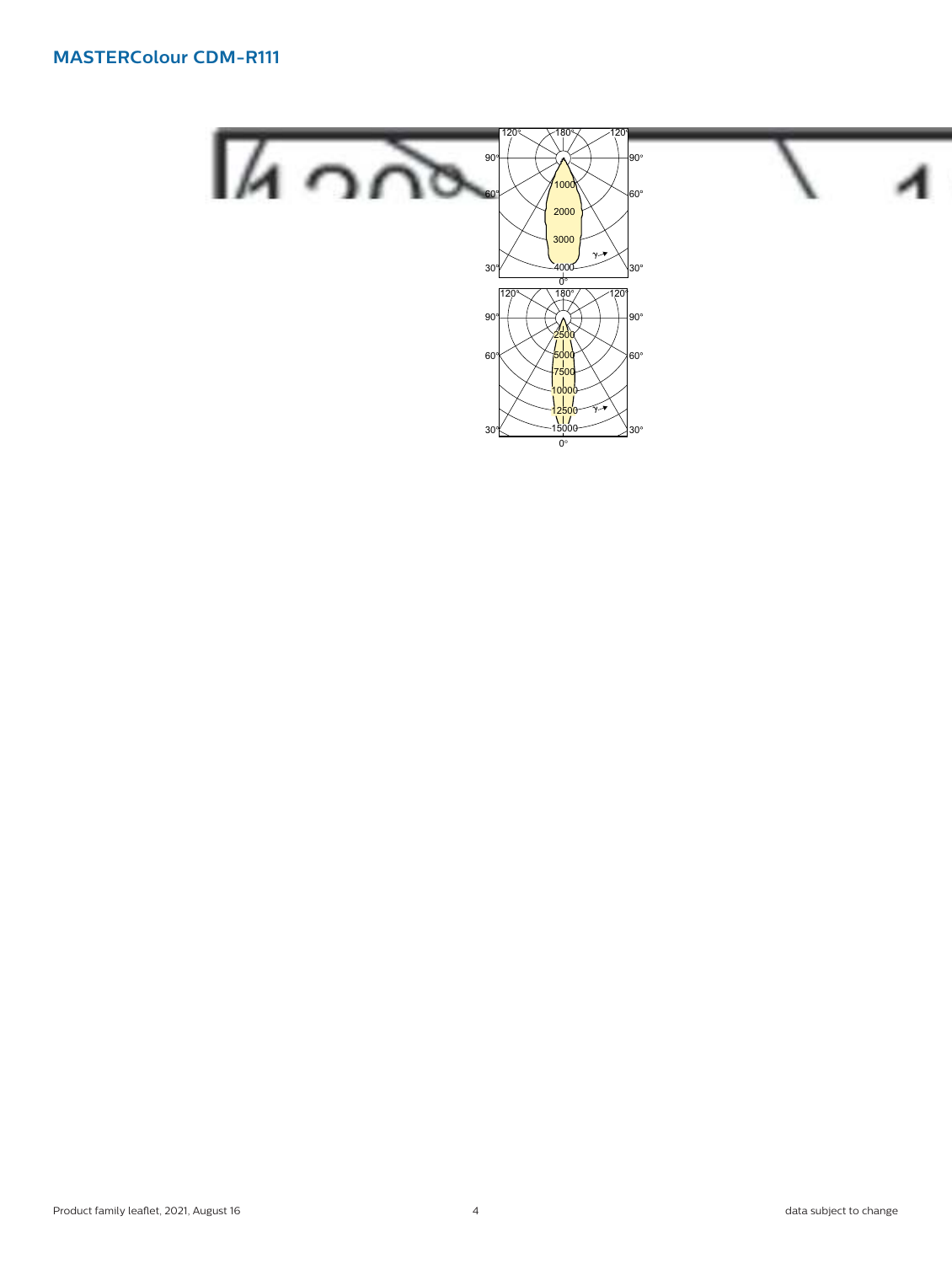# MASTERColour CDM-R111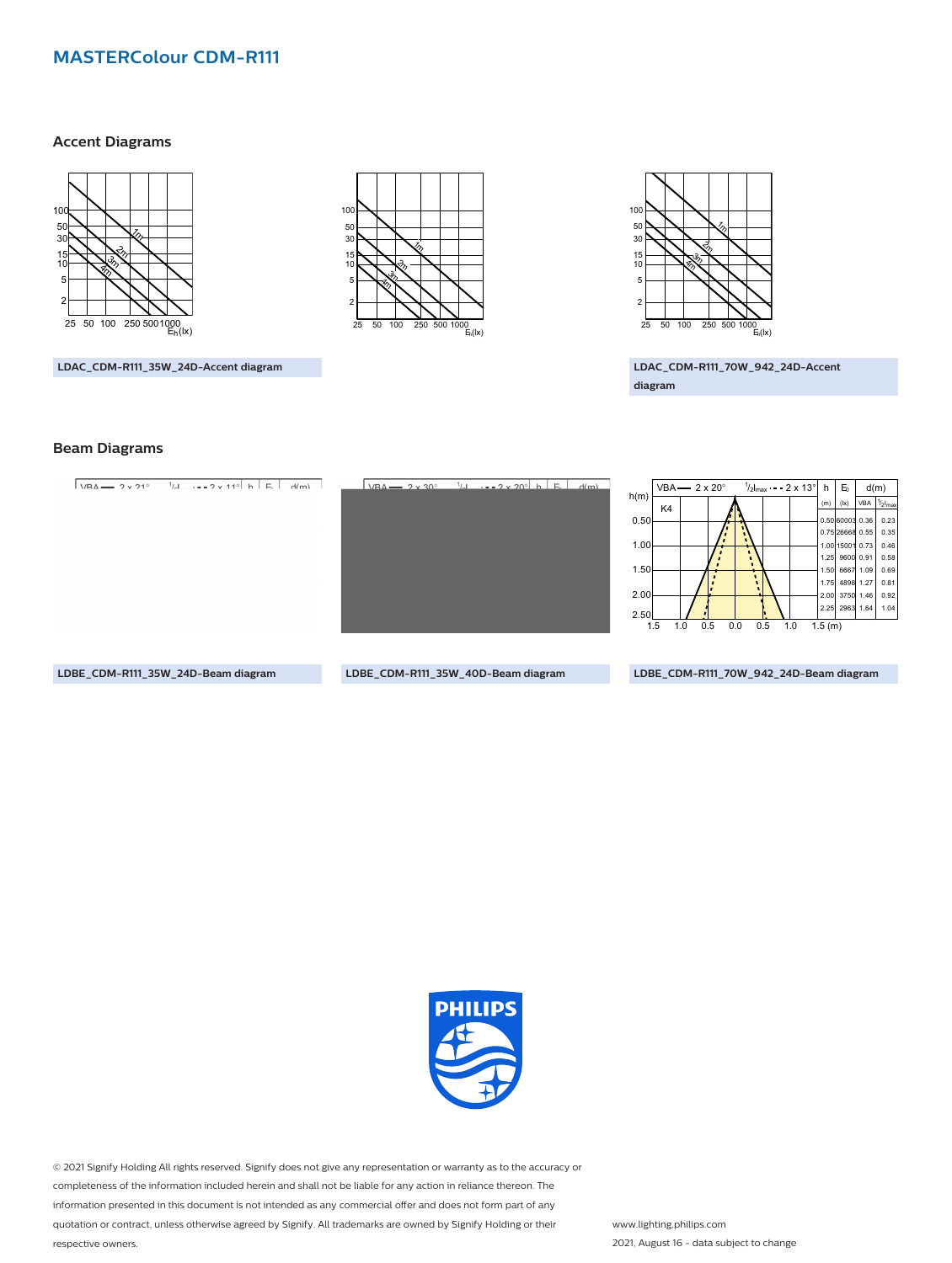## MASTERColour CDM-R111

### Accent Diagrams

100
50
30
15
10
5
2
25 50 100 250 500 1000
$E_h$(lx)
1m
2m
3m
4m

100
50
30
15
10
5
2
25 50 100 250 500 1000
$E_i$(lx)
1m
2m
3m
4m

100
50
30
15
10
5
2
25 50 100 250 500 1000
$E_i$(lx)
1m
2m
3m
4m

LDAC_CDM-R111_35W_24D-Accent diagram

LDAC_CDM-R111_70W_942_24D-Accent diagram

### Beam Diagrams

VBA — 2 x 21° $^1/_2I_{max}$ - - - 2 x 11° h $E_0$ d(m)

VBA — 2 x 30° $^1/_2I_{max}$ - - - 2 x 20° h $E_0$ d(m)

VBA — 2 x 20° $^1/_2I_{max}$ - - - 2 x 13° h $E_0$ d(m)

h(m)
K4
0.50
1.00
1.50
2.00
2.50
1.5 1.0 0.5 0.0 0.5 1.0 1.5 (m)

| h (m) | $E_0$ (lx) | d(m) VBA | d(m) $^1/_2I_{max}$ |
|---|---|---|---|
| 0.50 | 60003 | 0.36 | 0.23 |
| 0.75 | 26668 | 0.55 | 0.35 |
| 1.00 | 15001 | 0.73 | 0.46 |
| 1.25 | 9600 | 0.91 | 0.58 |
| 1.50 | 6667 | 1.09 | 0.69 |
| 1.75 | 4898 | 1.27 | 0.81 |
| 2.00 | 3750 | 1.46 | 0.92 |
| 2.25 | 2963 | 1.64 | 1.04 |

LDBE_CDM-R111_35W_24D-Beam diagram

LDBE_CDM-R111_35W_40D-Beam diagram

LDBE_CDM-R111_70W_942_24D-Beam diagram

© 2021 Signify Holding All rights reserved. Signify does not give any representation or warranty as to the accuracy or completeness of the information included herein and shall not be liable for any action in reliance thereon. The information presented in this document is not intended as any commercial offer and does not form part of any quotation or contract, unless otherwise agreed by Signify. All trademarks are owned by Signify Holding or their respective owners.

www.lighting.philips.com

2021, August 16 - data subject to change